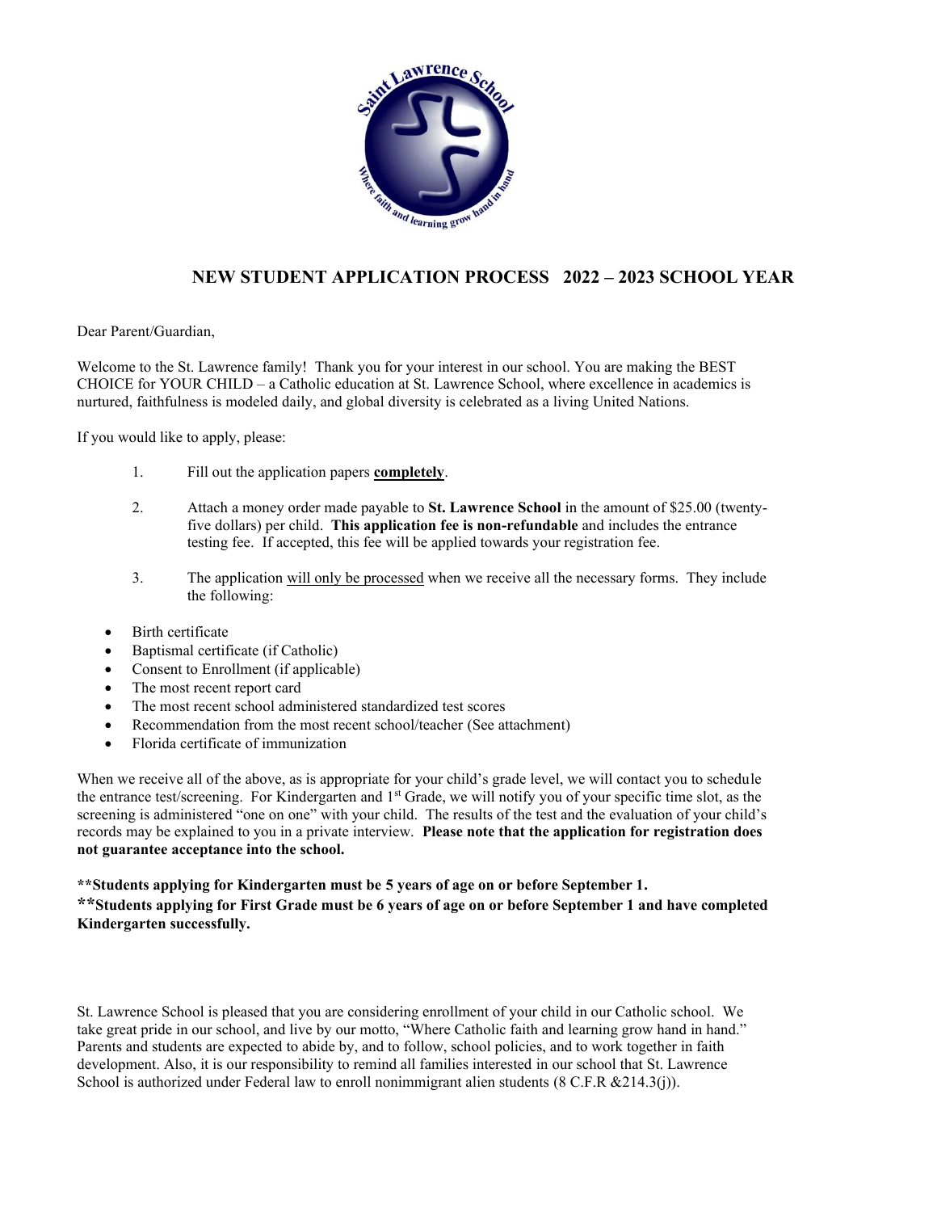# NEW STUDENT APPLICATION PROCESS 2022 – 2023 SCHOOL YEAR

Dear Parent/Guardian,

Welcome to the St. Lawrence family! Thank you for your interest in our school. You are making the BEST CHOICE for YOUR CHILD – a Catholic education at St. Lawrence School, where excellence in academics is nurtured, faithfulness is modeled daily, and global diversity is celebrated as a living United Nations.

If you would like to apply, please:

1. Fill out the application papers **completely**.

2. Attach a money order made payable to **St. Lawrence School** in the amount of $25.00 (twenty-five dollars) per child. **This application fee is non-refundable** and includes the entrance testing fee. If accepted, this fee will be applied towards your registration fee.

3. The application will only be processed when we receive all the necessary forms. They include the following:

- Birth certificate
- Baptismal certificate (if Catholic)
- Consent to Enrollment (if applicable)
- The most recent report card
- The most recent school administered standardized test scores
- Recommendation from the most recent school/teacher (See attachment)
- Florida certificate of immunization

When we receive all of the above, as is appropriate for your child's grade level, we will contact you to schedule the entrance test/screening. For Kindergarten and 1st Grade, we will notify you of your specific time slot, as the screening is administered "one on one" with your child. The results of the test and the evaluation of your child's records may be explained to you in a private interview. **Please note that the application for registration does not guarantee acceptance into the school.**

**\*\*Students applying for Kindergarten must be 5 years of age on or before September 1.**
**\*\*Students applying for First Grade must be 6 years of age on or before September 1 and have completed Kindergarten successfully.**

St. Lawrence School is pleased that you are considering enrollment of your child in our Catholic school. We take great pride in our school, and live by our motto, "Where Catholic faith and learning grow hand in hand." Parents and students are expected to abide by, and to follow, school policies, and to work together in faith development. Also, it is our responsibility to remind all families interested in our school that St. Lawrence School is authorized under Federal law to enroll nonimmigrant alien students (8 C.F.R &214.3(j)).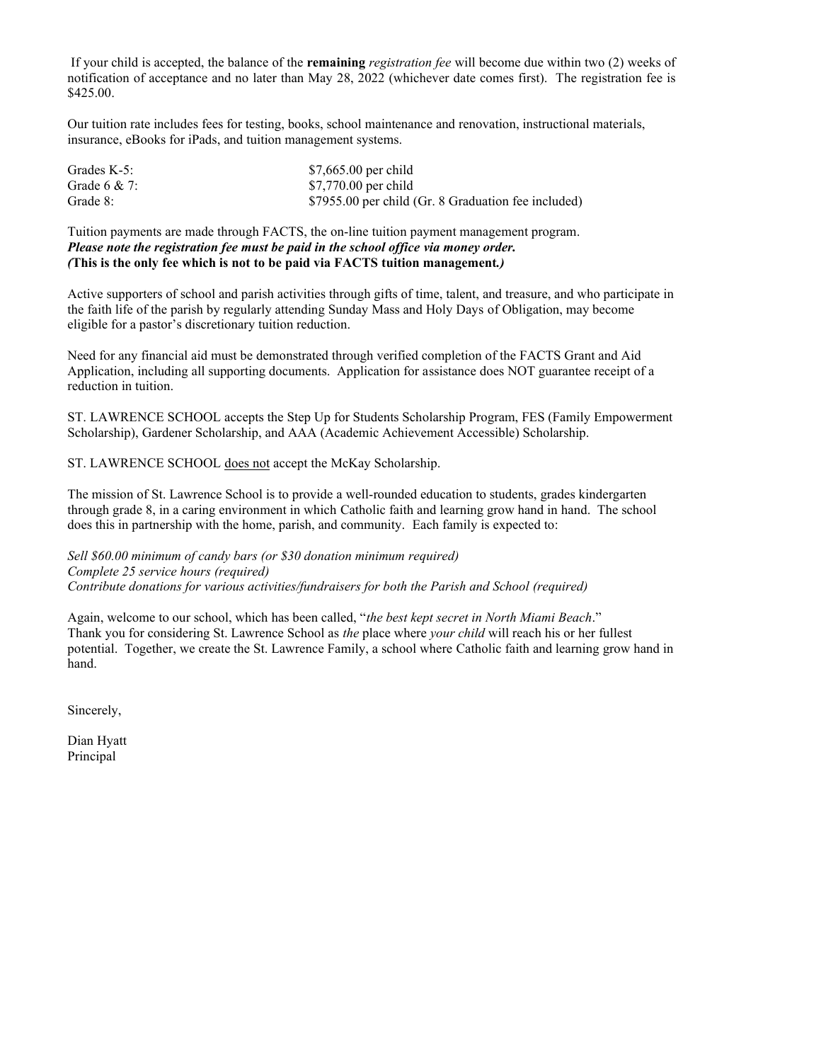If your child is accepted, the balance of the **remaining** *registration fee* will become due within two (2) weeks of notification of acceptance and no later than May 28, 2022 (whichever date comes first). The registration fee is $425.00.

Our tuition rate includes fees for testing, books, school maintenance and renovation, instructional materials, insurance, eBooks for iPads, and tuition management systems.

| | |
|---|---|
| Grades K-5: | $7,665.00 per child |
| Grade 6 & 7: | $7,770.00 per child |
| Grade 8: | $7955.00 per child (Gr. 8 Graduation fee included) |

Tuition payments are made through FACTS, the on-line tuition payment management program.
***Please note the registration fee must be paid in the school office via money order.***
***(This is the only fee which is not to be paid via FACTS tuition management.)***

Active supporters of school and parish activities through gifts of time, talent, and treasure, and who participate in the faith life of the parish by regularly attending Sunday Mass and Holy Days of Obligation, may become eligible for a pastor's discretionary tuition reduction.

Need for any financial aid must be demonstrated through verified completion of the FACTS Grant and Aid Application, including all supporting documents. Application for assistance does NOT guarantee receipt of a reduction in tuition.

ST. LAWRENCE SCHOOL accepts the Step Up for Students Scholarship Program, FES (Family Empowerment Scholarship), Gardener Scholarship, and AAA (Academic Achievement Accessible) Scholarship.

ST. LAWRENCE SCHOOL does not accept the McKay Scholarship.

The mission of St. Lawrence School is to provide a well-rounded education to students, grades kindergarten through grade 8, in a caring environment in which Catholic faith and learning grow hand in hand. The school does this in partnership with the home, parish, and community. Each family is expected to:

*Sell $60.00 minimum of candy bars (or $30 donation minimum required)*
*Complete 25 service hours (required)*
*Contribute donations for various activities/fundraisers for both the Parish and School (required)*

Again, welcome to our school, which has been called, "*the best kept secret in North Miami Beach*."
Thank you for considering St. Lawrence School as *the* place where *your child* will reach his or her fullest potential. Together, we create the St. Lawrence Family, a school where Catholic faith and learning grow hand in hand.

Sincerely,

Dian Hyatt
Principal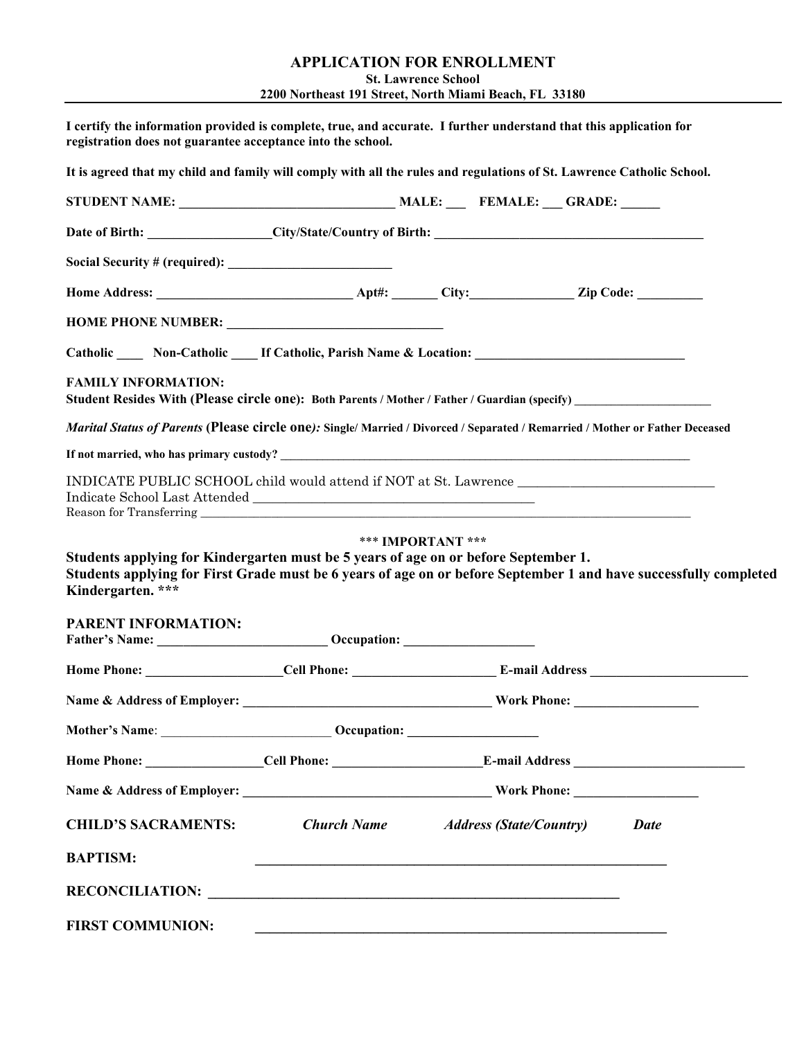# APPLICATION FOR ENROLLMENT

**St. Lawrence School**
**2200 Northeast 191 Street, North Miami Beach, FL 33180**

---

**I certify the information provided is complete, true, and accurate. I further understand that this application for registration does not guarantee acceptance into the school.**

**It is agreed that my child and family will comply with all the rules and regulations of St. Lawrence Catholic School.**

**STUDENT NAME: _________________________________ MALE: ___ FEMALE: ___ GRADE: ______**

**Date of Birth: ___________________City/State/Country of Birth: ___________________________________________**

**Social Security # (required): _________________________**

**Home Address: ______________________________ Apt#: _______ City:________________ Zip Code: __________**

**HOME PHONE NUMBER: ________________________________**

**Catholic ____ Non-Catholic ____ If Catholic, Parish Name & Location: ________________________________**

**FAMILY INFORMATION:**
**Student Resides With (Please circle one): Both Parents / Mother / Father / Guardian (specify) ______________________**

***Marital Status of Parents* (Please circle one*)*: Single/ Married / Divorced / Separated / Remarried / Mother or Father Deceased**

**If not married, who has primary custody? _____________________________________________________________________**

INDICATE PUBLIC SCHOOL child would attend if NOT at St. Lawrence ______________________________
Indicate School Last Attended _____________________________________________
Reason for Transferring _______________________________________________________________________________

**\*\*\* IMPORTANT \*\*\***

**Students applying for Kindergarten must be 5 years of age on or before September 1.**
**Students applying for First Grade must be 6 years of age on or before September 1 and have successfully completed Kindergarten. \*\*\***

**PARENT INFORMATION:**
**Father's Name: _________________________ Occupation: ____________________**

**Home Phone: ____________________Cell Phone: _____________________ E-mail Address ________________________**

**Name & Address of Employer: _____________________________________ Work Phone: ___________________**

**Mother's Name**: _________________________ **Occupation: ___________________**

**Home Phone: _________________Cell Phone: ______________________E-mail Address __________________________**

**Name & Address of Employer: _____________________________________ Work Phone: ___________________**

**CHILD'S SACRAMENTS:** ***Church Name*** ***Address (State/Country)*** ***Date***

**BAPTISM:** ____________________________________________________________

**RECONCILIATION:** ____________________________________________________________

**FIRST COMMUNION:** ____________________________________________________________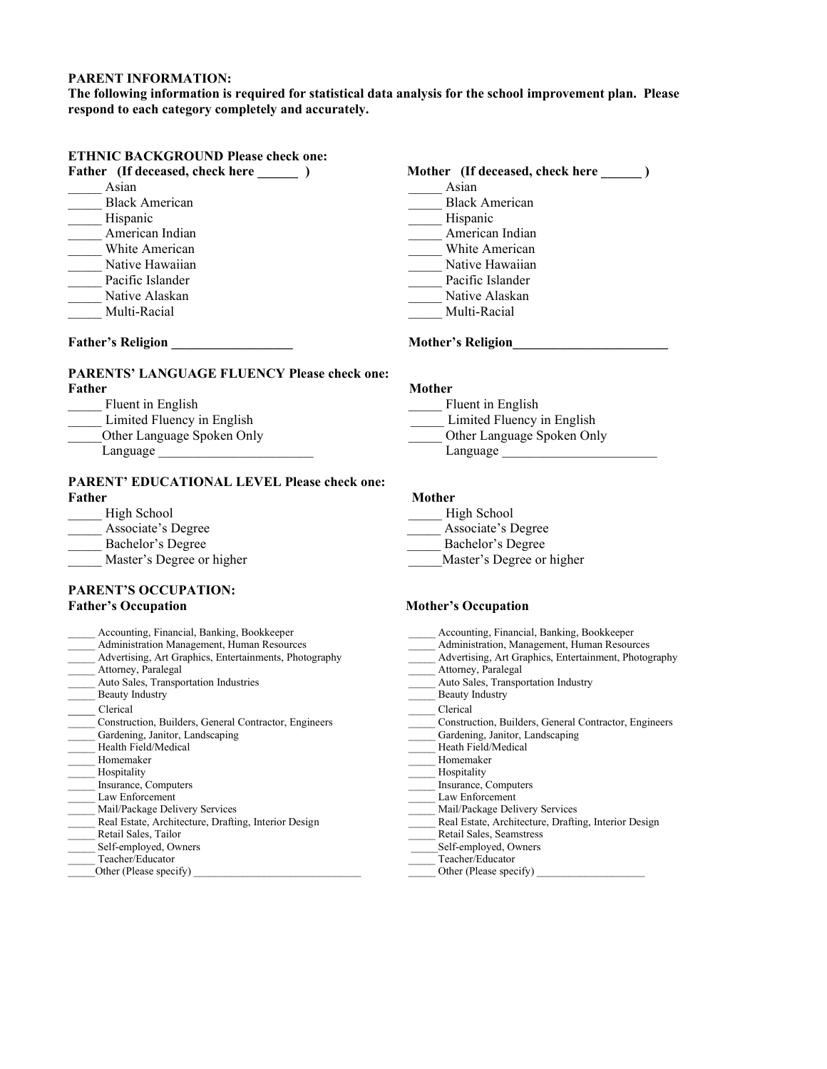**PARENT INFORMATION:**

**The following information is required for statistical data analysis for the school improvement plan. Please respond to each category completely and accurately.**

**ETHNIC BACKGROUND Please check one:**

**Father (If deceased, check here ______ )**

_____ Asian
_____ Black American
_____ Hispanic
_____ American Indian
_____ White American
_____ Native Hawaiian
_____ Pacific Islander
_____ Native Alaskan
_____ Multi-Racial

**Mother (If deceased, check here ______ )**

_____ Asian
_____ Black American
_____ Hispanic
_____ American Indian
_____ White American
_____ Native Hawaiian
_____ Pacific Islander
_____ Native Alaskan
_____ Multi-Racial

**Father's Religion __________________**

**Mother's Religion_______________________**

**PARENTS' LANGUAGE FLUENCY Please check one:**

**Father**

_____ Fluent in English
_____ Limited Fluency in English
_____Other Language Spoken Only
Language _______________________

**Mother**

_____ Fluent in English
_____ Limited Fluency in English
_____ Other Language Spoken Only
Language _______________________

**PARENT' EDUCATIONAL LEVEL Please check one:**

**Father**

_____ High School
_____ Associate's Degree
_____ Bachelor's Degree
_____ Master's Degree or higher

**Mother**

_____ High School
_____ Associate's Degree
_____ Bachelor's Degree
_____Master's Degree or higher

**PARENT'S OCCUPATION:**

**Father's Occupation**

_____ Accounting, Financial, Banking, Bookkeeper
_____ Administration Management, Human Resources
_____ Advertising, Art Graphics, Entertainments, Photography
_____ Attorney, Paralegal
_____ Auto Sales, Transportation Industries
_____ Beauty Industry
_____ Clerical
_____ Construction, Builders, General Contractor, Engineers
_____ Gardening, Janitor, Landscaping
_____ Health Field/Medical
_____ Homemaker
_____ Hospitality
_____ Insurance, Computers
_____ Law Enforcement
_____ Mail/Package Delivery Services
_____ Real Estate, Architecture, Drafting, Interior Design
_____ Retail Sales, Tailor
_____ Self-employed, Owners
_____ Teacher/Educator
_____Other (Please specify) _______________________________

**Mother's Occupation**

_____ Accounting, Financial, Banking, Bookkeeper
_____ Administration, Management, Human Resources
_____ Advertising, Art Graphics, Entertainment, Photography
_____ Attorney, Paralegal
_____ Auto Sales, Transportation Industry
_____ Beauty Industry
_____ Clerical
_____ Construction, Builders, General Contractor, Engineers
_____ Gardening, Janitor, Landscaping
_____ Heath Field/Medical
_____ Homemaker
_____ Hospitality
_____ Insurance, Computers
_____ Law Enforcement
_____ Mail/Package Delivery Services
_____ Real Estate, Architecture, Drafting, Interior Design
_____ Retail Sales, Seamstress
_____Self-employed, Owners
_____ Teacher/Educator
_____ Other (Please specify) ____________________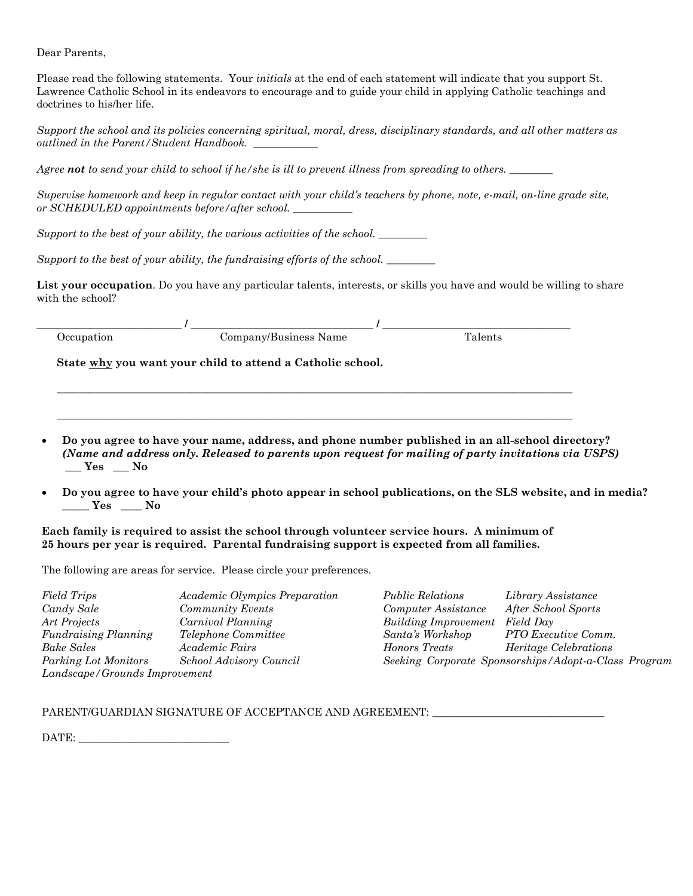Dear Parents,

Please read the following statements. Your *initials* at the end of each statement will indicate that you support St. Lawrence Catholic School in its endeavors to encourage and to guide your child in applying Catholic teachings and doctrines to his/her life.

*Support the school and its policies concerning spiritual, moral, dress, disciplinary standards, and all other matters as outlined in the Parent/Student Handbook.* ____________

*Agree **not** to send your child to school if he/she is ill to prevent illness from spreading to others.* ________

*Supervise homework and keep in regular contact with your child's teachers by phone, note, e-mail, on-line grade site, or SCHEDULED appointments before/after school.* ___________

*Support to the best of your ability, the various activities of the school.* _________

*Support to the best of your ability, the fundraising efforts of the school.* _________

**List your occupation**. Do you have any particular talents, interests, or skills you have and would be willing to share with the school?

__________________________ / _________________________________ / __________________________________

Occupation / Company/Business Name / Talents

**State <u>why</u> you want your child to attend a Catholic school.**

_____________________________________________________________________________________________

_____________________________________________________________________________________________

- **Do you agree to have your name, address, and phone number published in an all-school directory? *(Name and address only. Released to parents upon request for mailing of party invitations via USPS)***
  **___ Yes ___ No**
- **Do you agree to have your child's photo appear in school publications, on the SLS website, and in media?**
  **_____ Yes ____ No**

**Each family is required to assist the school through volunteer service hours. A minimum of 25 hours per year is required. Parental fundraising support is expected from all families.**

The following are areas for service. Please circle your preferences.

*Field Trips* / *Academic Olympics Preparation* / *Public Relations* / *Library Assistance*
*Candy Sale* / *Community Events* / *Computer Assistance* / *After School Sports*
*Art Projects* / *Carnival Planning* / *Building Improvement* / *Field Day*
*Fundraising Planning* / *Telephone Committee* / *Santa's Workshop* / *PTO Executive Comm.*
*Bake Sales* / *Academic Fairs* / *Honors Treats* / *Heritage Celebrations*
*Parking Lot Monitors* / *School Advisory Council* / *Seeking Corporate Sponsorships/Adopt-a-Class Program*
*Landscape/Grounds Improvement*

PARENT/GUARDIAN SIGNATURE OF ACCEPTANCE AND AGREEMENT: _______________________________

DATE: ___________________________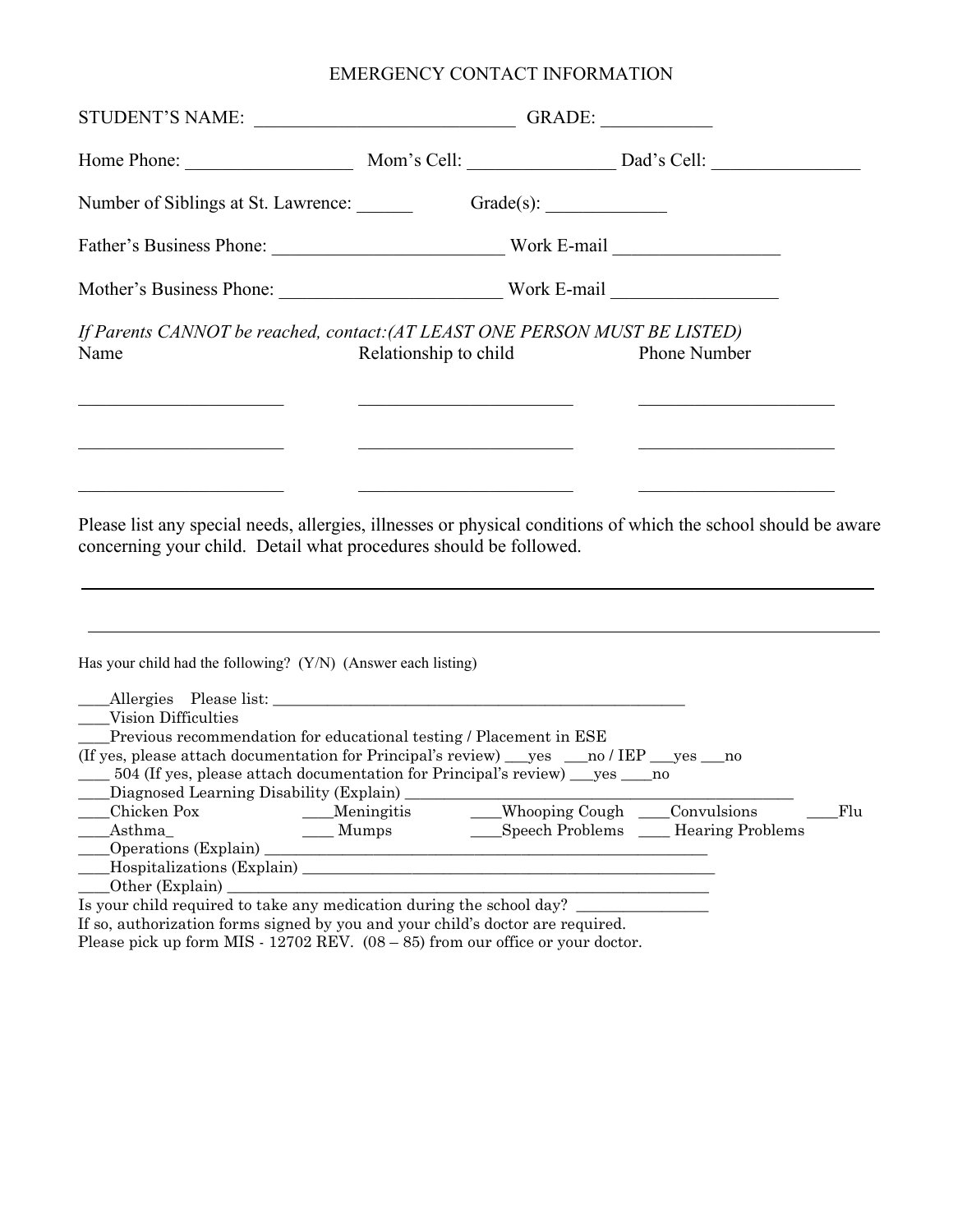# EMERGENCY CONTACT INFORMATION

STUDENT'S NAME: ____________________________ GRADE: ____________

Home Phone: __________________ Mom's Cell: ________________ Dad's Cell: ________________

Number of Siblings at St. Lawrence: ______ Grade(s): _____________

Father's Business Phone: _________________________ Work E-mail __________________

Mother's Business Phone: ________________________ Work E-mail __________________

*If Parents CANNOT be reached, contact:(AT LEAST ONE PERSON MUST BE LISTED)*

| Name | Relationship to child | Phone Number |
|---|---|---|
| ______________________ | _______________________ | _____________________ |
| ______________________ | _______________________ | _____________________ |
| ______________________ | _______________________ | _____________________ |

Please list any special needs, allergies, illnesses or physical conditions of which the school should be aware concerning your child. Detail what procedures should be followed.

_____________________________________________________________________________

_____________________________________________________________________________

Has your child had the following? (Y/N) (Answer each listing)

____Allergies Please list: _____________________________________________________

____Vision Difficulties

____Previous recommendation for educational testing / Placement in ESE

(If yes, please attach documentation for Principal's review) ___yes ___no / IEP ___yes ___no

____ 504 (If yes, please attach documentation for Principal's review) ___yes ____no

____Diagnosed Learning Disability (Explain) ____________________________________________

____Chicken Pox ____Meningitis ____Whooping Cough ____Convulsions ____Flu

____Asthma_ ____ Mumps ____Speech Problems ____ Hearing Problems

____Operations (Explain) _______________________________________________________

____Hospitalizations (Explain) ___________________________________________________

____Other (Explain) ____________________________________________________________

Is your child required to take any medication during the school day? ________________

If so, authorization forms signed by you and your child's doctor are required.

Please pick up form MIS - 12702 REV. (08 – 85) from our office or your doctor.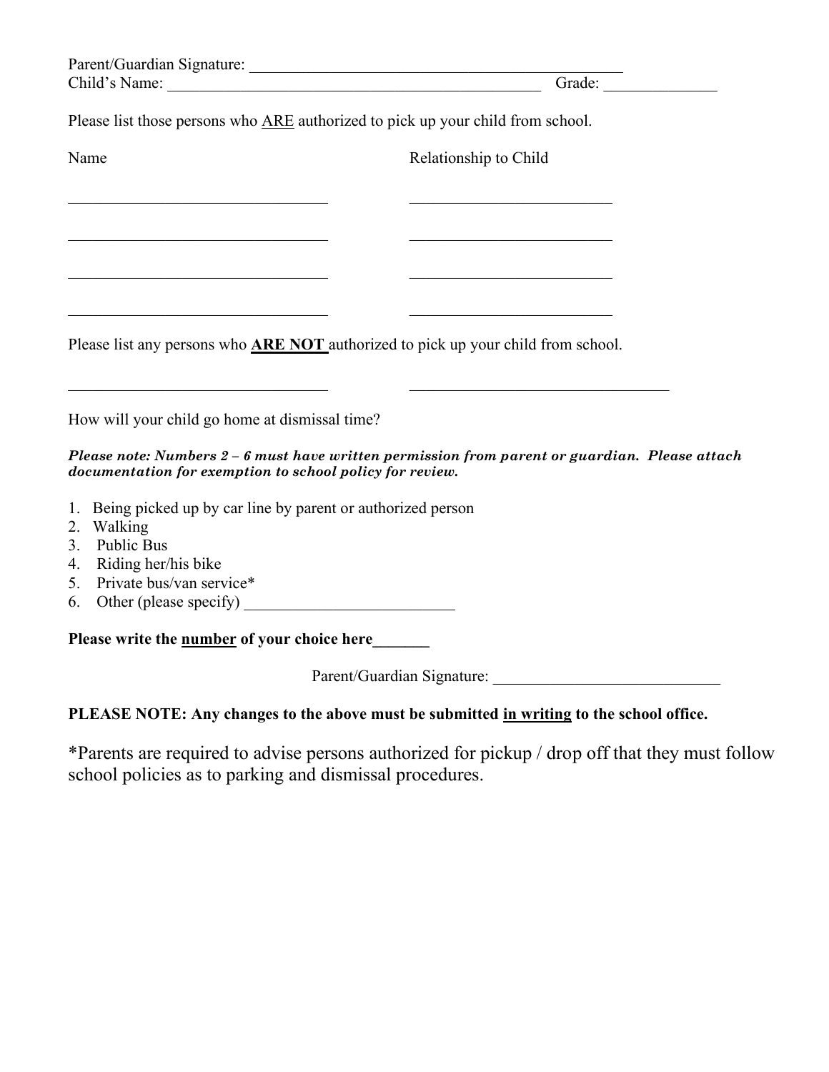Parent/Guardian Signature: ______________________________________________

Child's Name: ______________________________________________ Grade: ______________

Please list those persons who <u>ARE</u> authorized to pick up your child from school.

| Name | Relationship to Child |
| --- | --- |
| ________________________________ | _________________________ |
| ________________________________ | _________________________ |
| ________________________________ | _________________________ |
| ________________________________ | _________________________ |

Please list any persons who **<u>ARE NOT</u>** authorized to pick up your child from school.

________________________________ ________________________________

How will your child go home at dismissal time?

***Please note: Numbers 2 – 6 must have written permission from parent or guardian. Please attach documentation for exemption to school policy for review.***

1. Being picked up by car line by parent or authorized person
2. Walking
3. Public Bus
4. Riding her/his bike
5. Private bus/van service*
6. Other (please specify) __________________________

**Please write the <u>number</u> of your choice here_______**

Parent/Guardian Signature: ____________________________

**PLEASE NOTE: Any changes to the above must be submitted <u>in writing</u> to the school office.**

*Parents are required to advise persons authorized for pickup / drop off that they must follow school policies as to parking and dismissal procedures.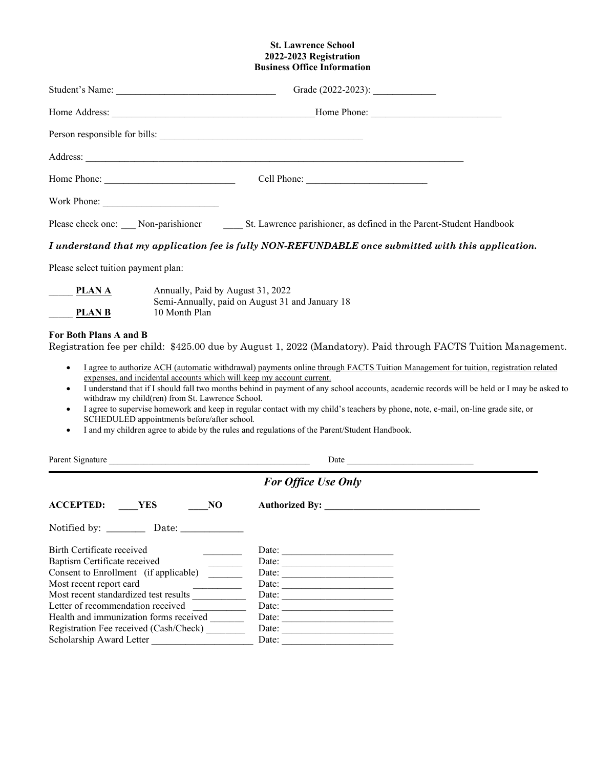**St. Lawrence School**
**2022-2023 Registration**
**Business Office Information**

Student's Name: ________________________________ Grade (2022-2023): _____________

Home Address: ________________________________________ Home Phone: __________________________

Person responsible for bills: __________________________________________

Address: ______________________________________________________________________________

Home Phone: __________________________ Cell Phone: _________________________

Work Phone: ________________________

Please check one: ___ Non-parishioner ____ St. Lawrence parishioner, as defined in the Parent-Student Handbook

***I understand that my application fee is fully NON-REFUNDABLE once submitted with this application.***

Please select tuition payment plan:

_____ **PLAN A** Annually, Paid by August 31, 2022
Semi-Annually, paid on August 31 and January 18
_____ **PLAN B** 10 Month Plan

**For Both Plans A and B**
Registration fee per child: $425.00 due by August 1, 2022 (Mandatory). Paid through FACTS Tuition Management.

- I agree to authorize ACH (automatic withdrawal) payments online through FACTS Tuition Management for tuition, registration related expenses, and incidental accounts which will keep my account current.
- I understand that if I should fall two months behind in payment of any school accounts, academic records will be held or I may be asked to withdraw my child(ren) from St. Lawrence School.
- I agree to supervise homework and keep in regular contact with my child's teachers by phone, note, e-mail, on-line grade site, or SCHEDULED appointments before/after school.
- I and my children agree to abide by the rules and regulations of the Parent/Student Handbook.

Parent Signature _______________________________________________ Date _____________________________

---

## *For Office Use Only*

**ACCEPTED: ____YES ____NO** **Authorized By: ________________________________**

Notified by: ________ Date: ____________

Birth Certificate received ________ Date: _______________________
Baptism Certificate received _______ Date: _______________________
Consent to Enrollment (if applicable) _______ Date: _______________________
Most recent report card __________ Date: _______________________
Most recent standardized test results ___________ Date: _______________________
Letter of recommendation received ___________ Date: _______________________
Health and immunization forms received _______ Date: _______________________
Registration Fee received (Cash/Check) ________ Date: _______________________
Scholarship Award Letter ____________________ Date: _______________________